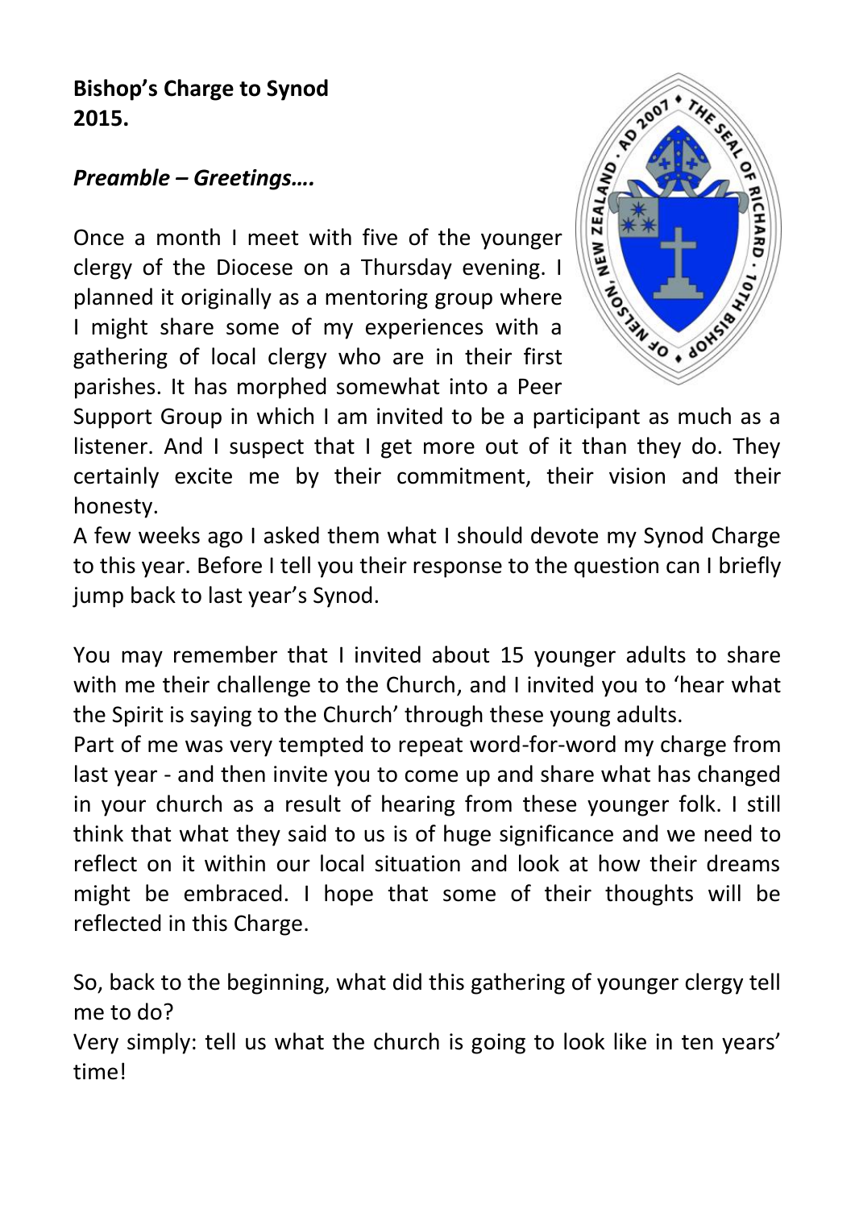**Bishop's Charge to Synod 2015.**

***Preamble – Greetings….***

Once a month I meet with five of the younger clergy of the Diocese on a Thursday evening. I planned it originally as a mentoring group where I might share some of my experiences with a gathering of local clergy who are in their first parishes. It has morphed somewhat into a Peer Support Group in which I am invited to be a participant as much as a listener. And I suspect that I get more out of it than they do. They certainly excite me by their commitment, their vision and their honesty.

A few weeks ago I asked them what I should devote my Synod Charge to this year. Before I tell you their response to the question can I briefly jump back to last year's Synod.

You may remember that I invited about 15 younger adults to share with me their challenge to the Church, and I invited you to 'hear what the Spirit is saying to the Church' through these young adults.

Part of me was very tempted to repeat word-for-word my charge from last year - and then invite you to come up and share what has changed in your church as a result of hearing from these younger folk. I still think that what they said to us is of huge significance and we need to reflect on it within our local situation and look at how their dreams might be embraced. I hope that some of their thoughts will be reflected in this Charge.

So, back to the beginning, what did this gathering of younger clergy tell me to do?

Very simply: tell us what the church is going to look like in ten years' time!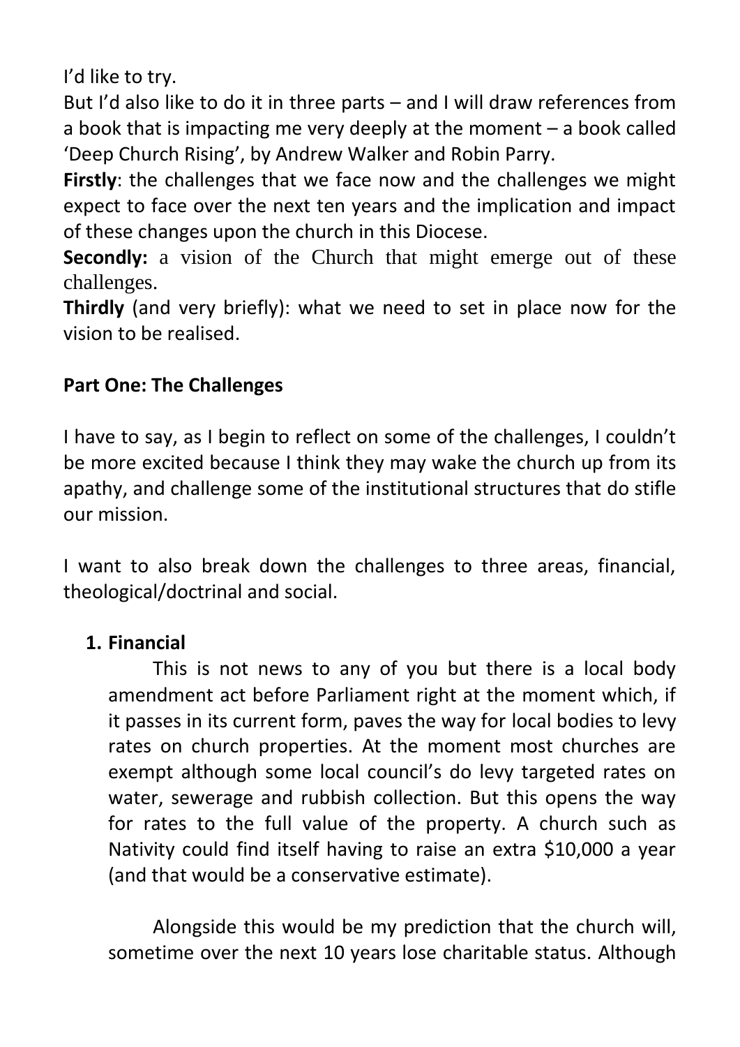I'd like to try.

But I'd also like to do it in three parts – and I will draw references from a book that is impacting me very deeply at the moment – a book called 'Deep Church Rising', by Andrew Walker and Robin Parry.

**Firstly**: the challenges that we face now and the challenges we might expect to face over the next ten years and the implication and impact of these changes upon the church in this Diocese.

**Secondly:** a vision of the Church that might emerge out of these challenges.

**Thirdly** (and very briefly): what we need to set in place now for the vision to be realised.

**Part One: The Challenges**

I have to say, as I begin to reflect on some of the challenges, I couldn't be more excited because I think they may wake the church up from its apathy, and challenge some of the institutional structures that do stifle our mission.

I want to also break down the challenges to three areas, financial, theological/doctrinal and social.

1. **Financial**

   This is not news to any of you but there is a local body amendment act before Parliament right at the moment which, if it passes in its current form, paves the way for local bodies to levy rates on church properties. At the moment most churches are exempt although some local council's do levy targeted rates on water, sewerage and rubbish collection. But this opens the way for rates to the full value of the property. A church such as Nativity could find itself having to raise an extra $10,000 a year (and that would be a conservative estimate).

   Alongside this would be my prediction that the church will, sometime over the next 10 years lose charitable status. Although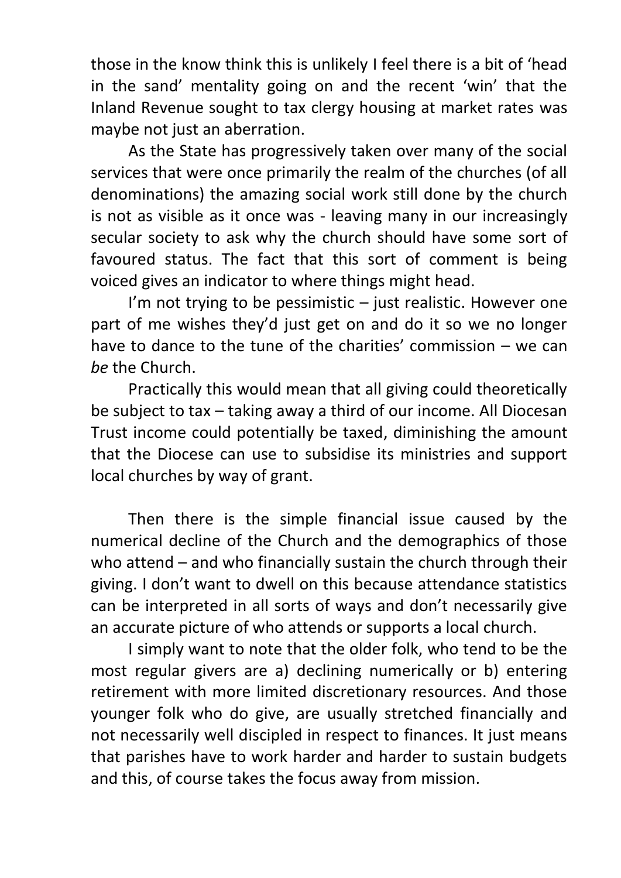those in the know think this is unlikely I feel there is a bit of 'head in the sand' mentality going on and the recent 'win' that the Inland Revenue sought to tax clergy housing at market rates was maybe not just an aberration.

As the State has progressively taken over many of the social services that were once primarily the realm of the churches (of all denominations) the amazing social work still done by the church is not as visible as it once was - leaving many in our increasingly secular society to ask why the church should have some sort of favoured status. The fact that this sort of comment is being voiced gives an indicator to where things might head.

I'm not trying to be pessimistic – just realistic. However one part of me wishes they'd just get on and do it so we no longer have to dance to the tune of the charities' commission – we can *be* the Church.

Practically this would mean that all giving could theoretically be subject to tax – taking away a third of our income. All Diocesan Trust income could potentially be taxed, diminishing the amount that the Diocese can use to subsidise its ministries and support local churches by way of grant.

Then there is the simple financial issue caused by the numerical decline of the Church and the demographics of those who attend – and who financially sustain the church through their giving. I don't want to dwell on this because attendance statistics can be interpreted in all sorts of ways and don't necessarily give an accurate picture of who attends or supports a local church.

I simply want to note that the older folk, who tend to be the most regular givers are a) declining numerically or b) entering retirement with more limited discretionary resources. And those younger folk who do give, are usually stretched financially and not necessarily well discipled in respect to finances. It just means that parishes have to work harder and harder to sustain budgets and this, of course takes the focus away from mission.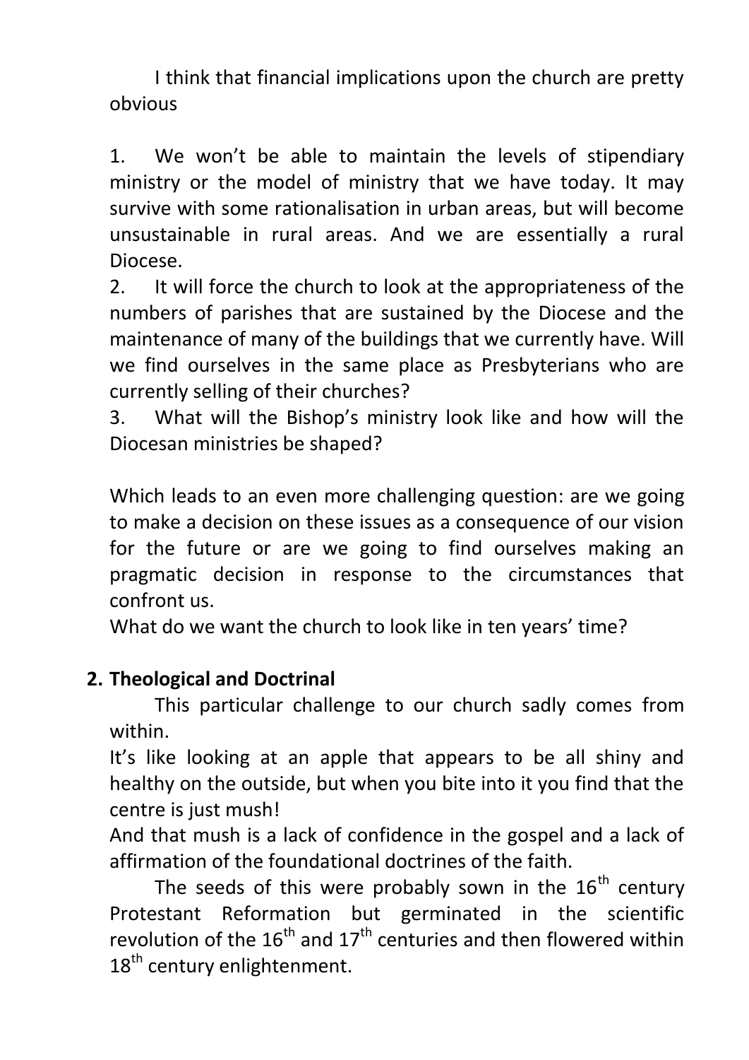I think that financial implications upon the church are pretty obvious

1. We won't be able to maintain the levels of stipendiary ministry or the model of ministry that we have today. It may survive with some rationalisation in urban areas, but will become unsustainable in rural areas. And we are essentially a rural Diocese.
2. It will force the church to look at the appropriateness of the numbers of parishes that are sustained by the Diocese and the maintenance of many of the buildings that we currently have. Will we find ourselves in the same place as Presbyterians who are currently selling of their churches?
3. What will the Bishop's ministry look like and how will the Diocesan ministries be shaped?

Which leads to an even more challenging question: are we going to make a decision on these issues as a consequence of our vision for the future or are we going to find ourselves making an pragmatic decision in response to the circumstances that confront us.
What do we want the church to look like in ten years' time?

## 2. Theological and Doctrinal

This particular challenge to our church sadly comes from within.
It's like looking at an apple that appears to be all shiny and healthy on the outside, but when you bite into it you find that the centre is just mush!
And that mush is a lack of confidence in the gospel and a lack of affirmation of the foundational doctrines of the faith.

The seeds of this were probably sown in the 16th century Protestant Reformation but germinated in the scientific revolution of the 16th and 17th centuries and then flowered within 18th century enlightenment.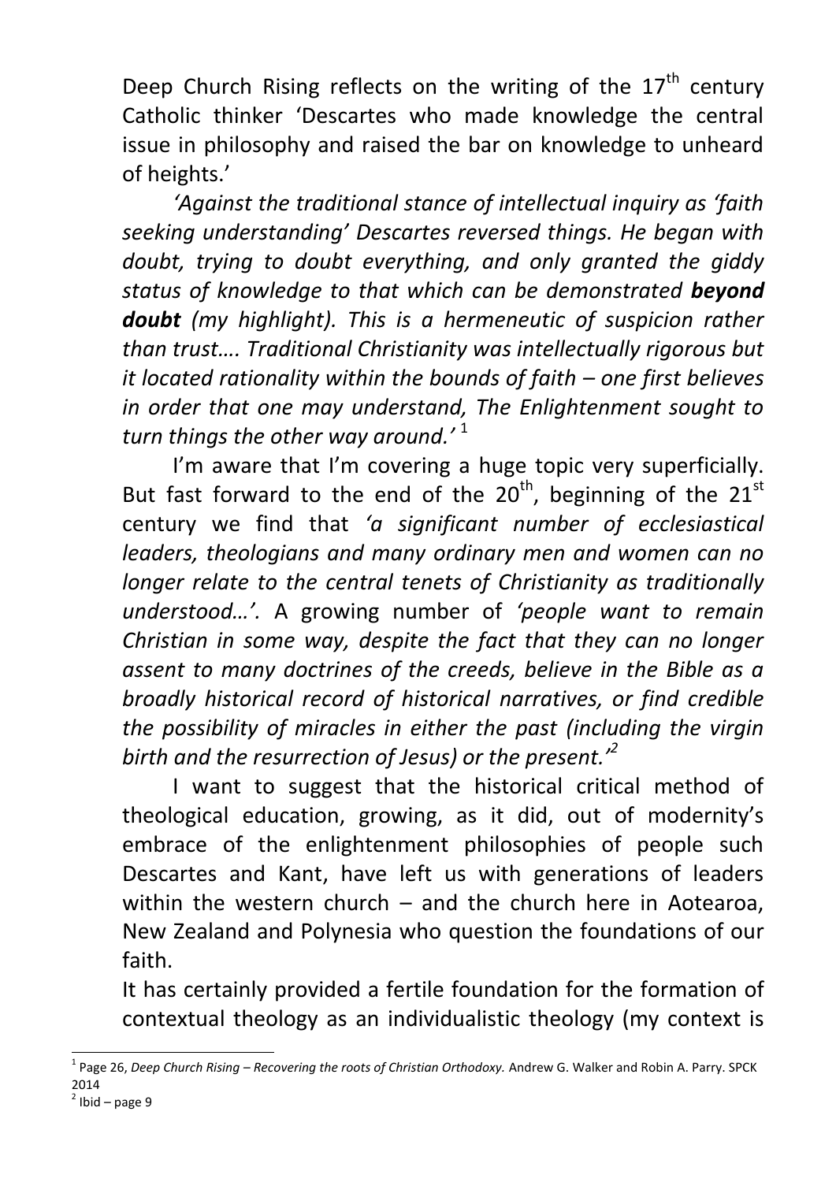Deep Church Rising reflects on the writing of the 17th century Catholic thinker 'Descartes who made knowledge the central issue in philosophy and raised the bar on knowledge to unheard of heights.'

*'Against the traditional stance of intellectual inquiry as 'faith seeking understanding' Descartes reversed things. He began with doubt, trying to doubt everything, and only granted the giddy status of knowledge to that which can be demonstrated* ***beyond doubt*** *(my highlight). This is a hermeneutic of suspicion rather than trust…. Traditional Christianity was intellectually rigorous but it located rationality within the bounds of faith – one first believes in order that one may understand, The Enlightenment sought to turn things the other way around.'* [1]

I'm aware that I'm covering a huge topic very superficially. But fast forward to the end of the 20th, beginning of the 21st century we find that *'a significant number of ecclesiastical leaders, theologians and many ordinary men and women can no longer relate to the central tenets of Christianity as traditionally understood…'.* A growing number of *'people want to remain Christian in some way, despite the fact that they can no longer assent to many doctrines of the creeds, believe in the Bible as a broadly historical record of historical narratives, or find credible the possibility of miracles in either the past (including the virgin birth and the resurrection of Jesus) or the present.'*[2]

I want to suggest that the historical critical method of theological education, growing, as it did, out of modernity's embrace of the enlightenment philosophies of people such Descartes and Kant, have left us with generations of leaders within the western church – and the church here in Aotearoa, New Zealand and Polynesia who question the foundations of our faith.

It has certainly provided a fertile foundation for the formation of contextual theology as an individualistic theology (my context is

---

[1] Page 26, *Deep Church Rising – Recovering the roots of Christian Orthodoxy.* Andrew G. Walker and Robin A. Parry. SPCK 2014

[2] Ibid – page 9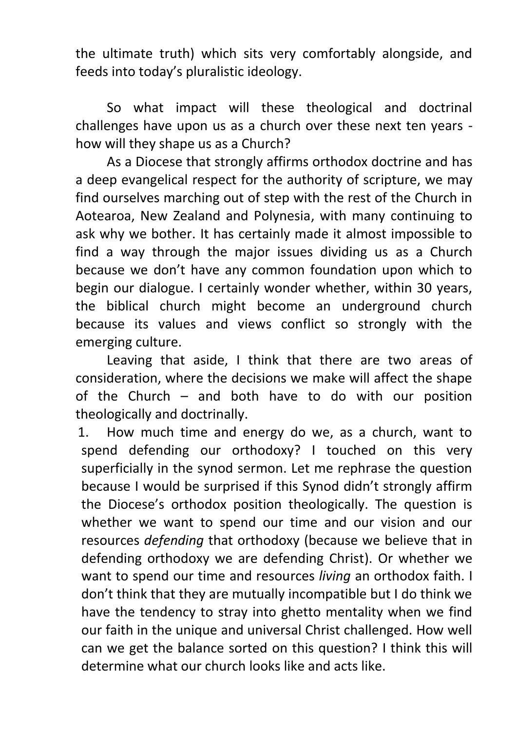the ultimate truth) which sits very comfortably alongside, and feeds into today's pluralistic ideology.

So what impact will these theological and doctrinal challenges have upon us as a church over these next ten years - how will they shape us as a Church?

As a Diocese that strongly affirms orthodox doctrine and has a deep evangelical respect for the authority of scripture, we may find ourselves marching out of step with the rest of the Church in Aotearoa, New Zealand and Polynesia, with many continuing to ask why we bother. It has certainly made it almost impossible to find a way through the major issues dividing us as a Church because we don't have any common foundation upon which to begin our dialogue. I certainly wonder whether, within 30 years, the biblical church might become an underground church because its values and views conflict so strongly with the emerging culture.

Leaving that aside, I think that there are two areas of consideration, where the decisions we make will affect the shape of the Church – and both have to do with our position theologically and doctrinally.

1. How much time and energy do we, as a church, want to spend defending our orthodoxy? I touched on this very superficially in the synod sermon. Let me rephrase the question because I would be surprised if this Synod didn't strongly affirm the Diocese's orthodox position theologically. The question is whether we want to spend our time and our vision and our resources *defending* that orthodoxy (because we believe that in defending orthodoxy we are defending Christ). Or whether we want to spend our time and resources *living* an orthodox faith. I don't think that they are mutually incompatible but I do think we have the tendency to stray into ghetto mentality when we find our faith in the unique and universal Christ challenged. How well can we get the balance sorted on this question? I think this will determine what our church looks like and acts like.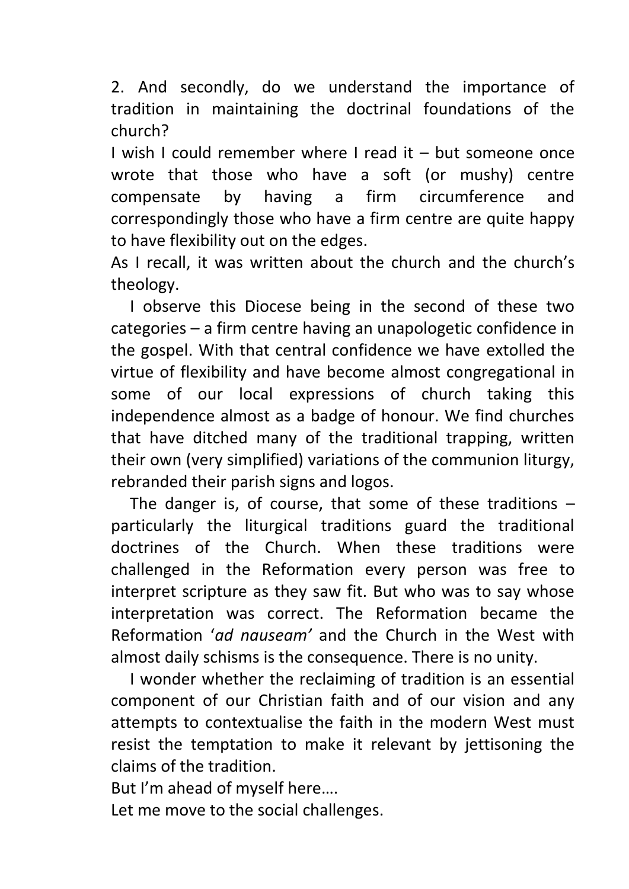2. And secondly, do we understand the importance of tradition in maintaining the doctrinal foundations of the church?

I wish I could remember where I read it – but someone once wrote that those who have a soft (or mushy) centre compensate by having a firm circumference and correspondingly those who have a firm centre are quite happy to have flexibility out on the edges.

As I recall, it was written about the church and the church's theology.

I observe this Diocese being in the second of these two categories – a firm centre having an unapologetic confidence in the gospel. With that central confidence we have extolled the virtue of flexibility and have become almost congregational in some of our local expressions of church taking this independence almost as a badge of honour. We find churches that have ditched many of the traditional trapping, written their own (very simplified) variations of the communion liturgy, rebranded their parish signs and logos.

The danger is, of course, that some of these traditions – particularly the liturgical traditions guard the traditional doctrines of the Church. When these traditions were challenged in the Reformation every person was free to interpret scripture as they saw fit. But who was to say whose interpretation was correct. The Reformation became the Reformation '*ad nauseam'* and the Church in the West with almost daily schisms is the consequence. There is no unity.

I wonder whether the reclaiming of tradition is an essential component of our Christian faith and of our vision and any attempts to contextualise the faith in the modern West must resist the temptation to make it relevant by jettisoning the claims of the tradition.

But I'm ahead of myself here….

Let me move to the social challenges.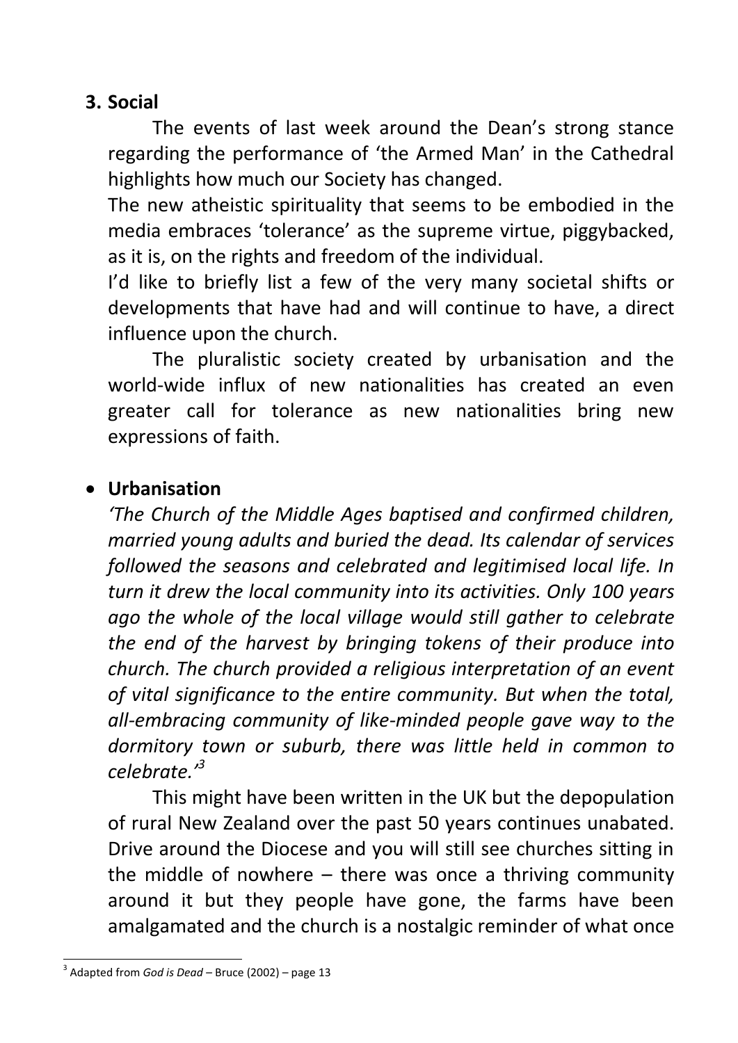## 3. Social

The events of last week around the Dean's strong stance regarding the performance of 'the Armed Man' in the Cathedral highlights how much our Society has changed.

The new atheistic spirituality that seems to be embodied in the media embraces 'tolerance' as the supreme virtue, piggybacked, as it is, on the rights and freedom of the individual.

I'd like to briefly list a few of the very many societal shifts or developments that have had and will continue to have, a direct influence upon the church.

The pluralistic society created by urbanisation and the world-wide influx of new nationalities has created an even greater call for tolerance as new nationalities bring new expressions of faith.

- **Urbanisation**

*'The Church of the Middle Ages baptised and confirmed children, married young adults and buried the dead. Its calendar of services followed the seasons and celebrated and legitimised local life. In turn it drew the local community into its activities. Only 100 years ago the whole of the local village would still gather to celebrate the end of the harvest by bringing tokens of their produce into church. The church provided a religious interpretation of an event of vital significance to the entire community. But when the total, all-embracing community of like-minded people gave way to the dormitory town or suburb, there was little held in common to celebrate.'*[3]

This might have been written in the UK but the depopulation of rural New Zealand over the past 50 years continues unabated. Drive around the Diocese and you will still see churches sitting in the middle of nowhere – there was once a thriving community around it but they people have gone, the farms have been amalgamated and the church is a nostalgic reminder of what once

---

[3] Adapted from *God is Dead* – Bruce (2002) – page 13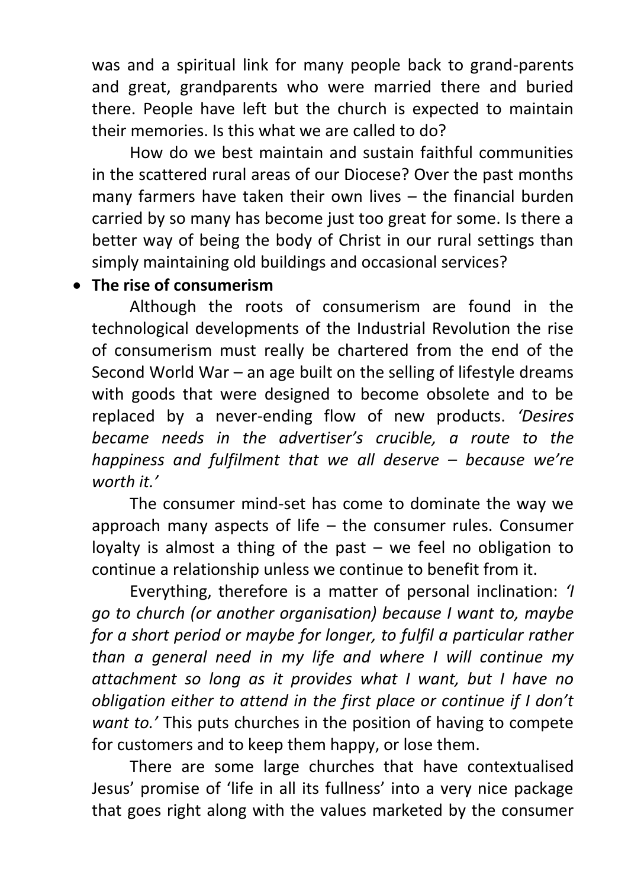was and a spiritual link for many people back to grand-parents and great, grandparents who were married there and buried there. People have left but the church is expected to maintain their memories. Is this what we are called to do?

How do we best maintain and sustain faithful communities in the scattered rural areas of our Diocese? Over the past months many farmers have taken their own lives – the financial burden carried by so many has become just too great for some. Is there a better way of being the body of Christ in our rural settings than simply maintaining old buildings and occasional services?

- **The rise of consumerism**

Although the roots of consumerism are found in the technological developments of the Industrial Revolution the rise of consumerism must really be chartered from the end of the Second World War – an age built on the selling of lifestyle dreams with goods that were designed to become obsolete and to be replaced by a never-ending flow of new products. *'Desires became needs in the advertiser's crucible, a route to the happiness and fulfilment that we all deserve – because we're worth it.'*

The consumer mind-set has come to dominate the way we approach many aspects of life – the consumer rules. Consumer loyalty is almost a thing of the past – we feel no obligation to continue a relationship unless we continue to benefit from it.

Everything, therefore is a matter of personal inclination: *'I go to church (or another organisation) because I want to, maybe for a short period or maybe for longer, to fulfil a particular rather than a general need in my life and where I will continue my attachment so long as it provides what I want, but I have no obligation either to attend in the first place or continue if I don't want to.'* This puts churches in the position of having to compete for customers and to keep them happy, or lose them.

There are some large churches that have contextualised Jesus' promise of 'life in all its fullness' into a very nice package that goes right along with the values marketed by the consumer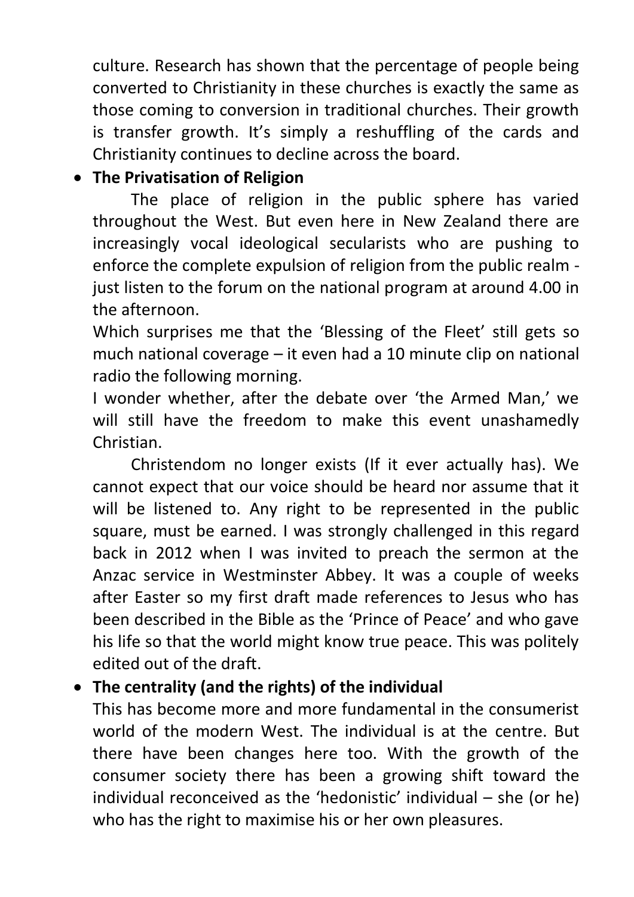culture. Research has shown that the percentage of people being converted to Christianity in these churches is exactly the same as those coming to conversion in traditional churches. Their growth is transfer growth. It's simply a reshuffling of the cards and Christianity continues to decline across the board.

- **The Privatisation of Religion**

  The place of religion in the public sphere has varied throughout the West. But even here in New Zealand there are increasingly vocal ideological secularists who are pushing to enforce the complete expulsion of religion from the public realm - just listen to the forum on the national program at around 4.00 in the afternoon.

  Which surprises me that the 'Blessing of the Fleet' still gets so much national coverage – it even had a 10 minute clip on national radio the following morning.

  I wonder whether, after the debate over 'the Armed Man,' we will still have the freedom to make this event unashamedly Christian.

  Christendom no longer exists (If it ever actually has). We cannot expect that our voice should be heard nor assume that it will be listened to. Any right to be represented in the public square, must be earned. I was strongly challenged in this regard back in 2012 when I was invited to preach the sermon at the Anzac service in Westminster Abbey. It was a couple of weeks after Easter so my first draft made references to Jesus who has been described in the Bible as the 'Prince of Peace' and who gave his life so that the world might know true peace. This was politely edited out of the draft.

- **The centrality (and the rights) of the individual**

  This has become more and more fundamental in the consumerist world of the modern West. The individual is at the centre. But there have been changes here too. With the growth of the consumer society there has been a growing shift toward the individual reconceived as the 'hedonistic' individual – she (or he) who has the right to maximise his or her own pleasures.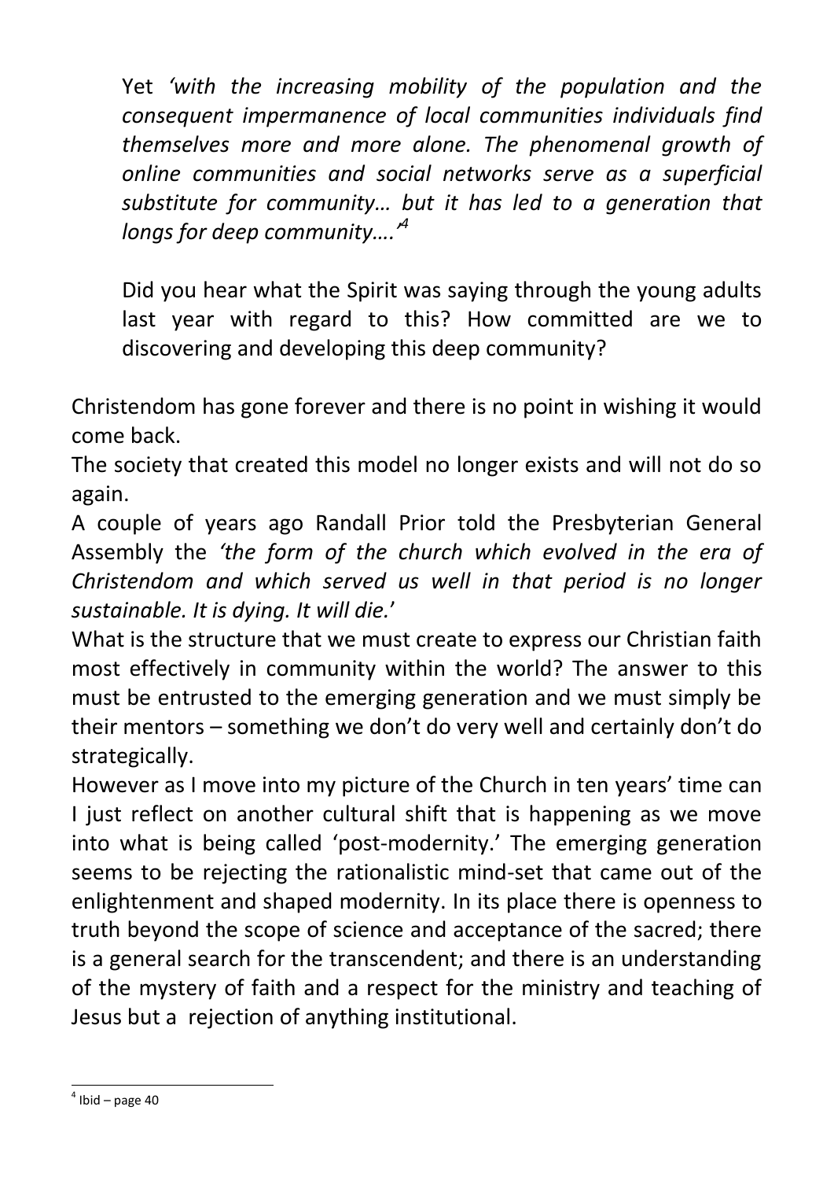Yet *'with the increasing mobility of the population and the consequent impermanence of local communities individuals find themselves more and more alone. The phenomenal growth of online communities and social networks serve as a superficial substitute for community… but it has led to a generation that longs for deep community….'*[4]

Did you hear what the Spirit was saying through the young adults last year with regard to this? How committed are we to discovering and developing this deep community?

Christendom has gone forever and there is no point in wishing it would come back.

The society that created this model no longer exists and will not do so again.

A couple of years ago Randall Prior told the Presbyterian General Assembly the *'the form of the church which evolved in the era of Christendom and which served us well in that period is no longer sustainable. It is dying. It will die.'*

What is the structure that we must create to express our Christian faith most effectively in community within the world? The answer to this must be entrusted to the emerging generation and we must simply be their mentors – something we don't do very well and certainly don't do strategically.

However as I move into my picture of the Church in ten years' time can I just reflect on another cultural shift that is happening as we move into what is being called 'post-modernity.' The emerging generation seems to be rejecting the rationalistic mind-set that came out of the enlightenment and shaped modernity. In its place there is openness to truth beyond the scope of science and acceptance of the sacred; there is a general search for the transcendent; and there is an understanding of the mystery of faith and a respect for the ministry and teaching of Jesus but a rejection of anything institutional.

---

[4] Ibid – page 40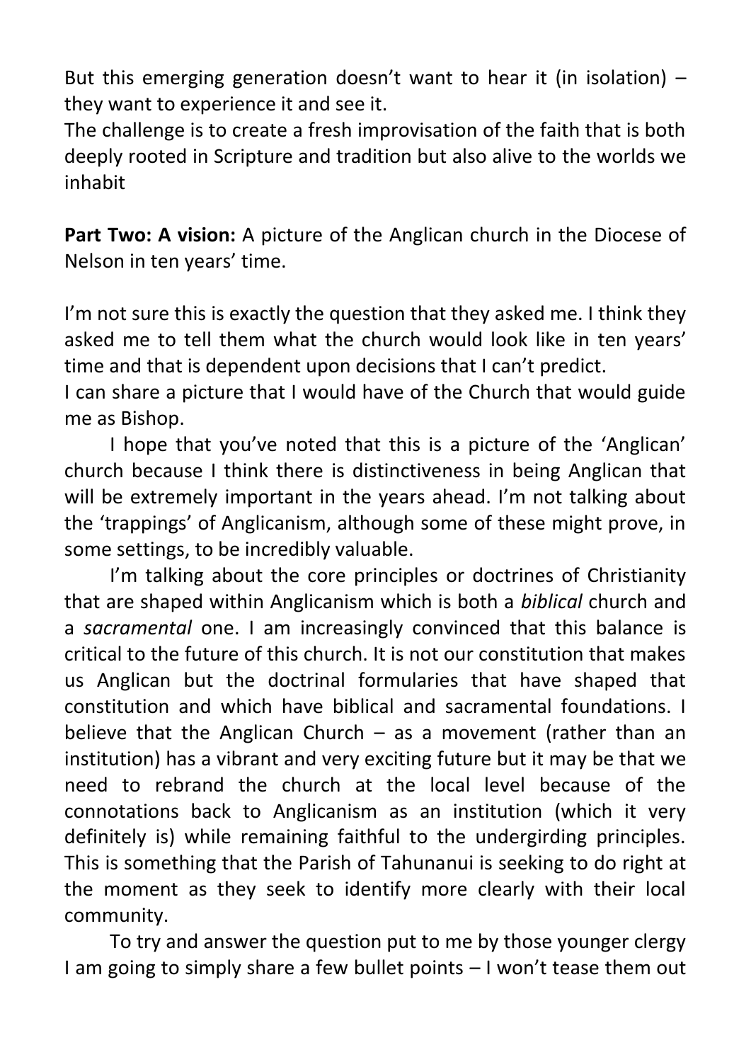But this emerging generation doesn't want to hear it (in isolation) – they want to experience it and see it.
The challenge is to create a fresh improvisation of the faith that is both deeply rooted in Scripture and tradition but also alive to the worlds we inhabit

**Part Two: A vision:** A picture of the Anglican church in the Diocese of Nelson in ten years' time.

I'm not sure this is exactly the question that they asked me. I think they asked me to tell them what the church would look like in ten years' time and that is dependent upon decisions that I can't predict.
I can share a picture that I would have of the Church that would guide me as Bishop.

I hope that you've noted that this is a picture of the 'Anglican' church because I think there is distinctiveness in being Anglican that will be extremely important in the years ahead. I'm not talking about the 'trappings' of Anglicanism, although some of these might prove, in some settings, to be incredibly valuable.

I'm talking about the core principles or doctrines of Christianity that are shaped within Anglicanism which is both a *biblical* church and a *sacramental* one. I am increasingly convinced that this balance is critical to the future of this church. It is not our constitution that makes us Anglican but the doctrinal formularies that have shaped that constitution and which have biblical and sacramental foundations. I believe that the Anglican Church – as a movement (rather than an institution) has a vibrant and very exciting future but it may be that we need to rebrand the church at the local level because of the connotations back to Anglicanism as an institution (which it very definitely is) while remaining faithful to the undergirding principles. This is something that the Parish of Tahunanui is seeking to do right at the moment as they seek to identify more clearly with their local community.

To try and answer the question put to me by those younger clergy I am going to simply share a few bullet points – I won't tease them out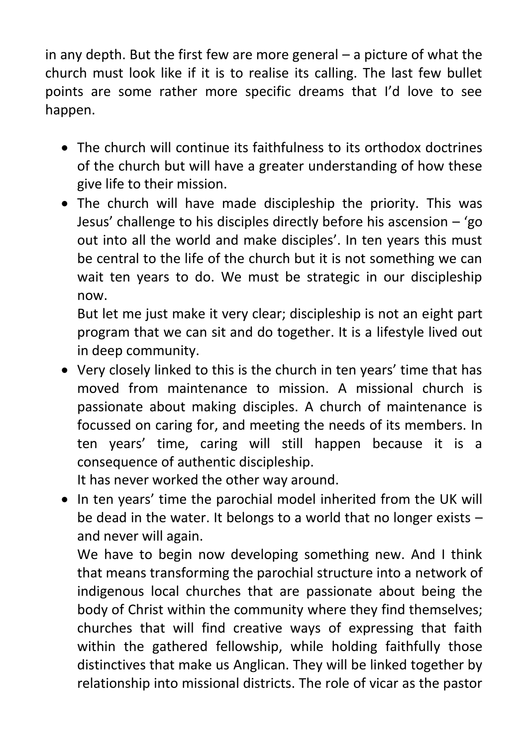in any depth. But the first few are more general – a picture of what the church must look like if it is to realise its calling. The last few bullet points are some rather more specific dreams that I'd love to see happen.

- The church will continue its faithfulness to its orthodox doctrines of the church but will have a greater understanding of how these give life to their mission.
- The church will have made discipleship the priority. This was Jesus' challenge to his disciples directly before his ascension – 'go out into all the world and make disciples'. In ten years this must be central to the life of the church but it is not something we can wait ten years to do. We must be strategic in our discipleship now.

  But let me just make it very clear; discipleship is not an eight part program that we can sit and do together. It is a lifestyle lived out in deep community.
- Very closely linked to this is the church in ten years' time that has moved from maintenance to mission. A missional church is passionate about making disciples. A church of maintenance is focussed on caring for, and meeting the needs of its members. In ten years' time, caring will still happen because it is a consequence of authentic discipleship.

  It has never worked the other way around.
- In ten years' time the parochial model inherited from the UK will be dead in the water. It belongs to a world that no longer exists – and never will again.

  We have to begin now developing something new. And I think that means transforming the parochial structure into a network of indigenous local churches that are passionate about being the body of Christ within the community where they find themselves; churches that will find creative ways of expressing that faith within the gathered fellowship, while holding faithfully those distinctives that make us Anglican. They will be linked together by relationship into missional districts. The role of vicar as the pastor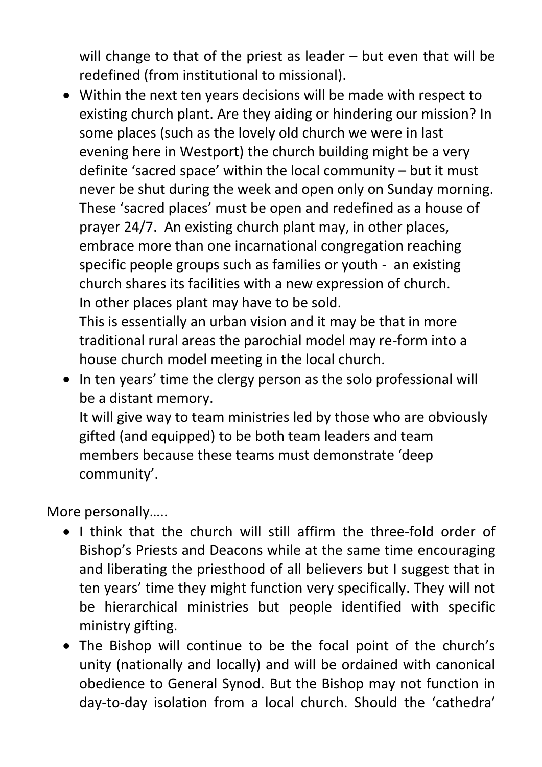will change to that of the priest as leader – but even that will be redefined (from institutional to missional).

- Within the next ten years decisions will be made with respect to existing church plant. Are they aiding or hindering our mission? In some places (such as the lovely old church we were in last evening here in Westport) the church building might be a very definite 'sacred space' within the local community – but it must never be shut during the week and open only on Sunday morning. These 'sacred places' must be open and redefined as a house of prayer 24/7. An existing church plant may, in other places, embrace more than one incarnational congregation reaching specific people groups such as families or youth - an existing church shares its facilities with a new expression of church. In other places plant may have to be sold.
  This is essentially an urban vision and it may be that in more traditional rural areas the parochial model may re-form into a house church model meeting in the local church.
- In ten years' time the clergy person as the solo professional will be a distant memory.
  It will give way to team ministries led by those who are obviously gifted (and equipped) to be both team leaders and team members because these teams must demonstrate 'deep community'.

More personally…..

- I think that the church will still affirm the three-fold order of Bishop's Priests and Deacons while at the same time encouraging and liberating the priesthood of all believers but I suggest that in ten years' time they might function very specifically. They will not be hierarchical ministries but people identified with specific ministry gifting.
- The Bishop will continue to be the focal point of the church's unity (nationally and locally) and will be ordained with canonical obedience to General Synod. But the Bishop may not function in day-to-day isolation from a local church. Should the 'cathedra'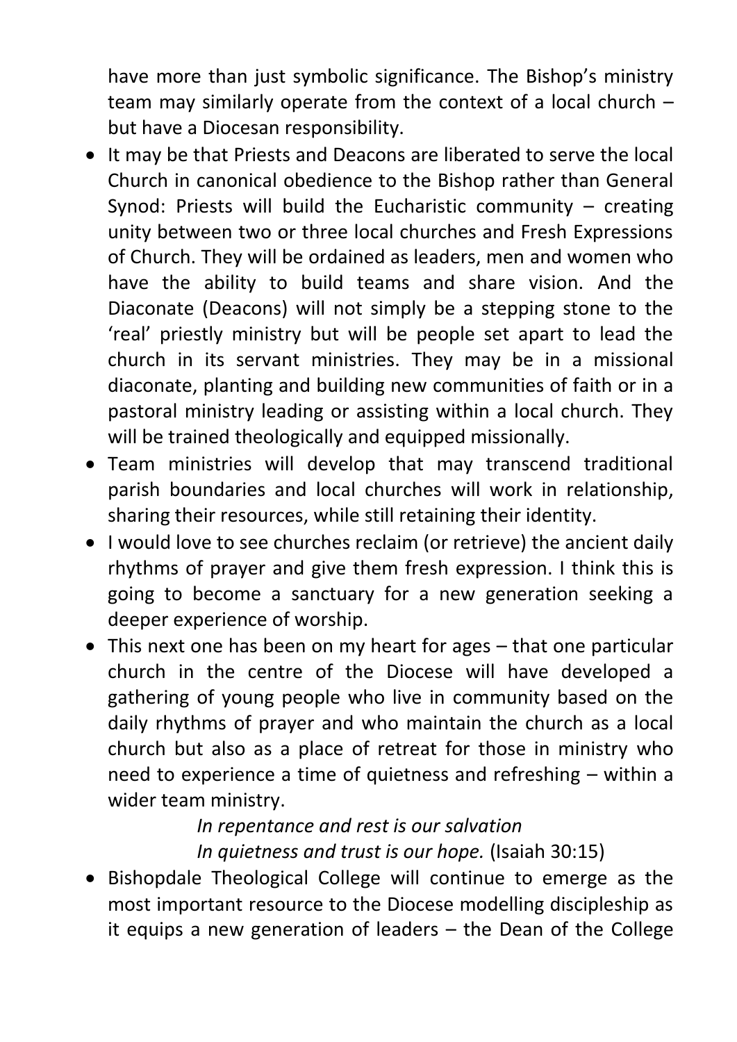have more than just symbolic significance. The Bishop's ministry team may similarly operate from the context of a local church – but have a Diocesan responsibility.

- It may be that Priests and Deacons are liberated to serve the local Church in canonical obedience to the Bishop rather than General Synod: Priests will build the Eucharistic community – creating unity between two or three local churches and Fresh Expressions of Church. They will be ordained as leaders, men and women who have the ability to build teams and share vision. And the Diaconate (Deacons) will not simply be a stepping stone to the 'real' priestly ministry but will be people set apart to lead the church in its servant ministries. They may be in a missional diaconate, planting and building new communities of faith or in a pastoral ministry leading or assisting within a local church. They will be trained theologically and equipped missionally.
- Team ministries will develop that may transcend traditional parish boundaries and local churches will work in relationship, sharing their resources, while still retaining their identity.
- I would love to see churches reclaim (or retrieve) the ancient daily rhythms of prayer and give them fresh expression. I think this is going to become a sanctuary for a new generation seeking a deeper experience of worship.
- This next one has been on my heart for ages – that one particular church in the centre of the Diocese will have developed a gathering of young people who live in community based on the daily rhythms of prayer and who maintain the church as a local church but also as a place of retreat for those in ministry who need to experience a time of quietness and refreshing – within a wider team ministry.

  *In repentance and rest is our salvation*
  *In quietness and trust is our hope.* (Isaiah 30:15)

- Bishopdale Theological College will continue to emerge as the most important resource to the Diocese modelling discipleship as it equips a new generation of leaders – the Dean of the College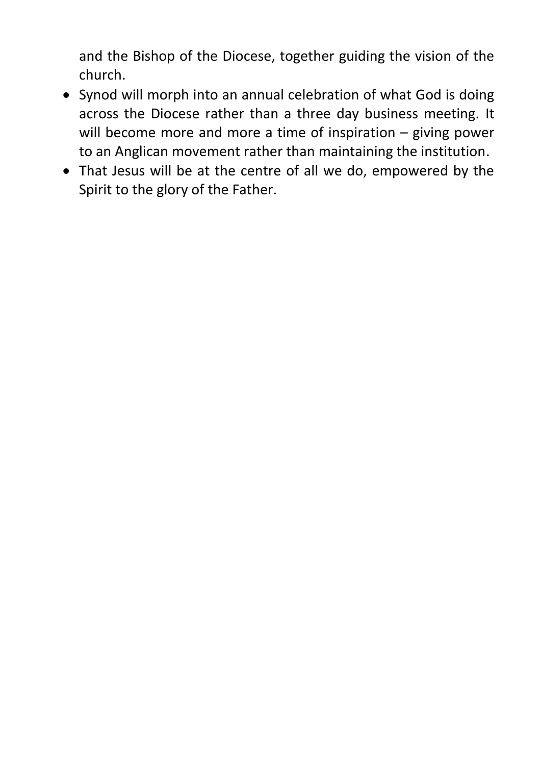and the Bishop of the Diocese, together guiding the vision of the church.

- Synod will morph into an annual celebration of what God is doing across the Diocese rather than a three day business meeting. It will become more and more a time of inspiration – giving power to an Anglican movement rather than maintaining the institution.
- That Jesus will be at the centre of all we do, empowered by the Spirit to the glory of the Father.